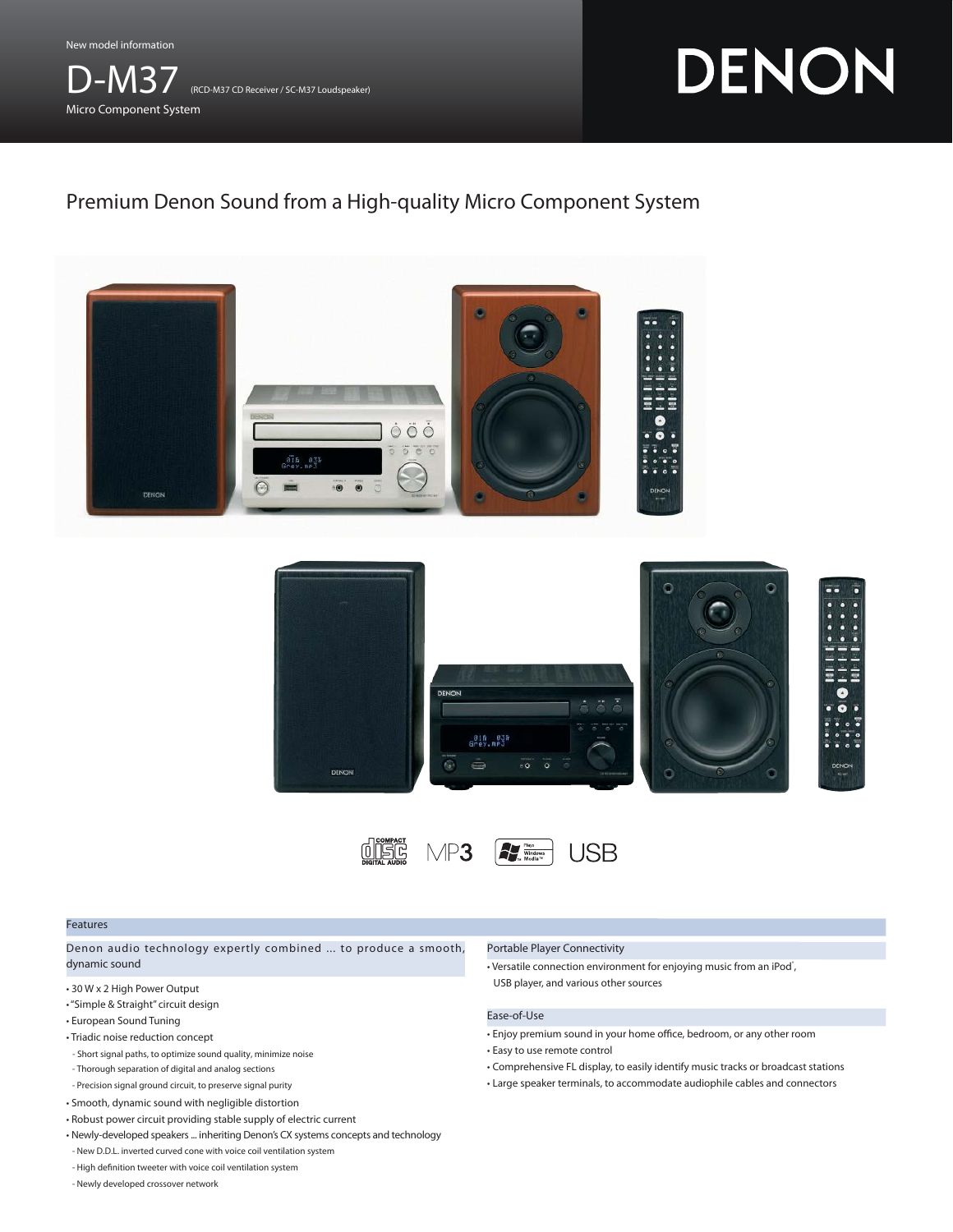New model information

# D-M37

(RCD-M37 CD Receiver / SC-M37 Loudspeaker)

Micro Component System

DENON

## Premium Denon Sound from a High-quality Micro Component System

COMPACT disc DIGITAL AUDIO | MP3 | Plays Windows Media | USB

## Features

### Denon audio technology expertly combined ... to produce a smooth, dynamic sound

- 30 W x 2 High Power Output
- "Simple & Straight" circuit design
- European Sound Tuning
- Triadic noise reduction concept
  - Short signal paths, to optimize sound quality, minimize noise
  - Thorough separation of digital and analog sections
  - Precision signal ground circuit, to preserve signal purity
- Smooth, dynamic sound with negligible distortion
- Robust power circuit providing stable supply of electric current
- Newly-developed speakers ... inheriting Denon's CX systems concepts and technology
  - New D.D.L. inverted curved cone with voice coil ventilation system
  - High definition tweeter with voice coil ventilation system
  - Newly developed crossover network

### Portable Player Connectivity

- Versatile connection environment for enjoying music from an iPod*, USB player, and various other sources

### Ease-of-Use

- Enjoy premium sound in your home office, bedroom, or any other room
- Easy to use remote control
- Comprehensive FL display, to easily identify music tracks or broadcast stations
- Large speaker terminals, to accommodate audiophile cables and connectors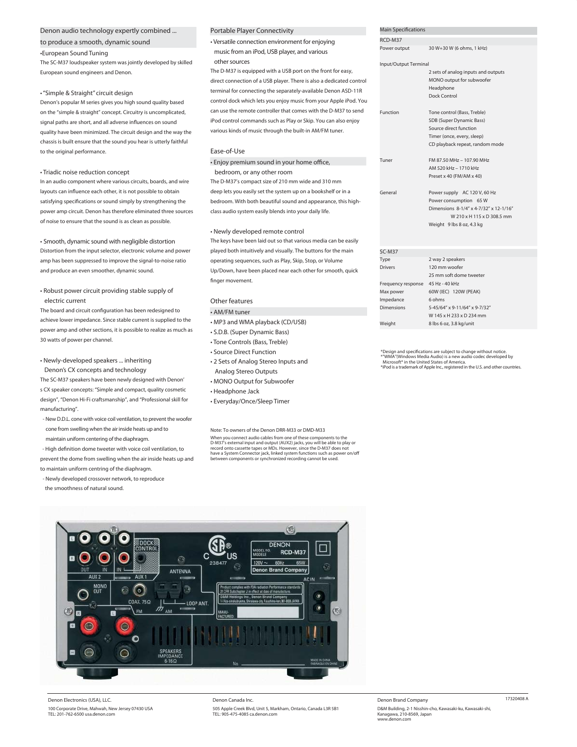## Denon audio technology expertly combined ... to produce a smooth, dynamic sound

•European Sound Tuning

The SC-M37 loudspeaker system was jointly developed by skilled European sound engineers and Denon.

• "Simple & Straight" circuit design

Denon's popular M series gives you high sound quality based on the "simple & straight" concept. Circuitry is uncomplicated, signal paths are short, and all adverse influences on sound quality have been minimized. The circuit design and the way the chassis is built ensure that the sound you hear is utterly faithful to the original performance.

• Triadic noise reduction concept

In an audio component where various circuits, boards, and wire layouts can influence each other, it is not possible to obtain satisfying specifications or sound simply by strengthening the power amp circuit. Denon has therefore eliminated three sources of noise to ensure that the sound is as clean as possible.

• Smooth, dynamic sound with negligible distortion

Distortion from the input selector, electronic volume and power amp has been suppressed to improve the signal-to-noise ratio and produce an even smoother, dynamic sound.

• Robust power circuit providing stable supply of electric current

The board and circuit configuration has been redesigned to achieve lower impedance. Since stable current is supplied to the power amp and other sections, it is possible to realize as much as 30 watts of power per channel.

• Newly-developed speakers ... inheriting Denon's CX concepts and technology

The SC-M37 speakers have been newly designed with Denon's CX speaker concepts: "Simple and compact, quality cosmetic design", "Denon Hi-Fi craftsmanship", and "Professional skill for manufacturing".

- New D.D.L. cone with voice coil ventilation, to prevent the woofer cone from swelling when the air inside heats up and to maintain uniform centering of the diaphragm.
- High definition dome tweeter with voice coil ventilation, to prevent the dome from swelling when the air inside heats up and to maintain uniform centring of the diaphragm.
- Newly developed crossover network, to reproduce the smoothness of natural sound.

## Portable Player Connectivity

• Versatile connection environment for enjoying music from an iPod, USB player, and various other sources

The D-M37 is equipped with a USB port on the front for easy, direct connection of a USB player. There is also a dedicated control terminal for connecting the separately-available Denon ASD-11R control dock which lets you enjoy music from your Apple iPod. You can use the remote controller that comes with the D-M37 to send iPod control commands such as Play or Skip. You can also enjoy various kinds of music through the built-in AM/FM tuner.

## Ease-of-Use

• Enjoy premium sound in your home office, bedroom, or any other room

The D-M37's compact size of 210 mm wide and 310 mm deep lets you easily set the system up on a bookshelf or in a bedroom. With both beautiful sound and appearance, this high-class audio system easily blends into your daily life.

• Newly developed remote control

The keys have been laid out so that various media can be easily played both intuitively and visually. The buttons for the main operating sequences, such as Play, Skip, Stop, or Volume Up/Down, have been placed near each other for smooth, quick finger movement.

## Other features

- AM/FM tuner
- MP3 and WMA playback (CD/USB)
- S.D.B. (Super Dynamic Bass)
- Tone Controls (Bass, Treble)
- Source Direct Function
- 2 Sets of Analog Stereo Inputs and Analog Stereo Outputs
- MONO Output for Subwoofer
- Headphone Jack
- Everyday/Once/Sleep Timer

Note: To owners of the Denon DRR-M33 or DMD-M33

When you connect audio cables from one of these components to the D-M37's external input and output (AUX2) jacks, you will be able to play or record onto cassette tapes or MDs. However, since the D-M37 does not have a System Connector jack, linked system functions such as power on/off between components or synchronized recording cannot be used.

## Main Specifications

**RCD-M37**

| | |
|---|---|
| Power output | 30 W+30 W (6 ohms, 1 kHz) |
| Input/Output Terminal | 2 sets of analog inputs and outputs<br>MONO output for subwoofer<br>Headphone<br>Dock Control |
| Function | Tone control (Bass, Treble)<br>SDB (Super Dynamic Bass)<br>Source direct function<br>Timer (once, every, sleep)<br>CD playback repeat, random mode |
| Tuner | FM 87.50 MHz – 107.90 MHz<br>AM 520 kHz – 1710 kHz<br>Preset x 40 (FM/AM x 40) |
| General | Power supply AC 120 V, 60 Hz<br>Power consumption 65 W<br>Dimensions 8-1/4" x 4-7/32" x 12-1/16"<br>W 210 x H 115 x D 308.5 mm<br>Weight 9 lbs 8 oz, 4.3 kg |

**SC-M37**

| | |
|---|---|
| Type | 2 way 2 speakers |
| Drivers | 120 mm woofer<br>25 mm soft dome tweeter |
| Frequency response | 45 Hz - 40 kHz |
| Max power | 60W (IEC) 120W (PEAK) |
| Impedance | 6 ohms |
| Dimensions | 5-45/64" x 9-11/64" x 9-7/32"<br>W 145 x H 233 x D 234 mm |
| Weight | 8 lbs 6 oz, 3.8 kg/unit |

*Design and specifications are subject to change without notice.
*"WMA"(Windows Media Audio) is a new audio codec developed by Microsoft* in the United States of America.
*iPod is a trademark of Apple Inc., registered in the U.S. and other countries.

Denon Electronics (USA), LLC.
100 Corporate Drive, Mahwah, New Jersey 07430 USA
TEL: 201-762-6500 usa.denon.com

Denon Canada Inc.
505 Apple Creek Blvd, Unit 5, Markham, Ontario, Canada L3R 5B1
TEL: 905-475-4085 ca.denon.com

Denon Brand Company
D&M Building, 2-1 Nisshin-cho, Kawasaki-ku, Kawasaki-shi, Kanagawa, 210-8569, Japan
www.denon.com

17320408 A